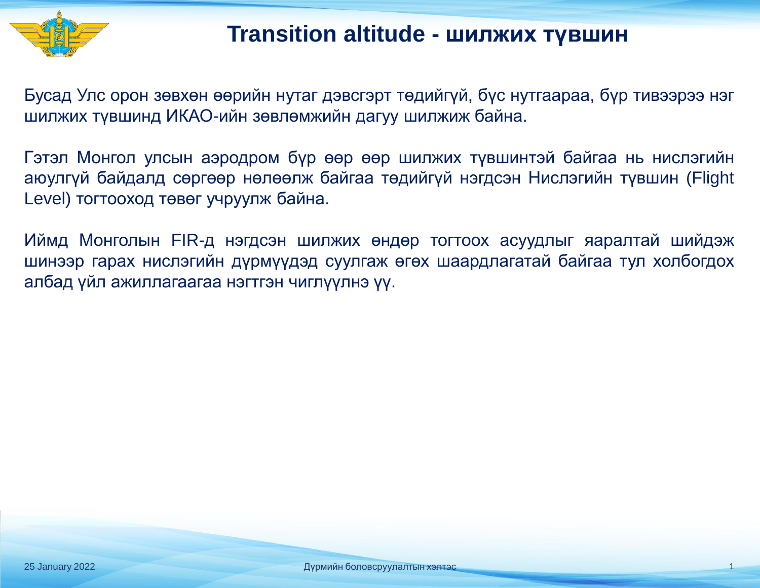# Transition altitude - шилжих түвшин

Бусад Улс орон зөвхөн өөрийн нутаг дэвсгэрт төдийгүй, бүс нутгаараа, бүр тивээрээ нэг шилжих түвшинд ИКАО-ийн зөвлөмжийн дагуу шилжиж байна.

Гэтэл Монгол улсын аэродром бүр өөр өөр шилжих түвшинтэй байгаа нь нислэгийн аюулгүй байдалд сөргөөр нөлөөлж байгаа төдийгүй нэгдсэн Нислэгийн түвшин (Flight Level) тогтооход төвөг учруулж байна.

Иймд Монголын FIR-д нэгдсэн шилжих өндөр тогтоох асуудлыг яаралтай шийдэж шинээр гарах нислэгийн дүрмүүдэд суулгаж өгөх шаардлагатай байгаа тул холбогдох албад үйл ажиллагаагаа нэгтгэн чиглүүлнэ үү.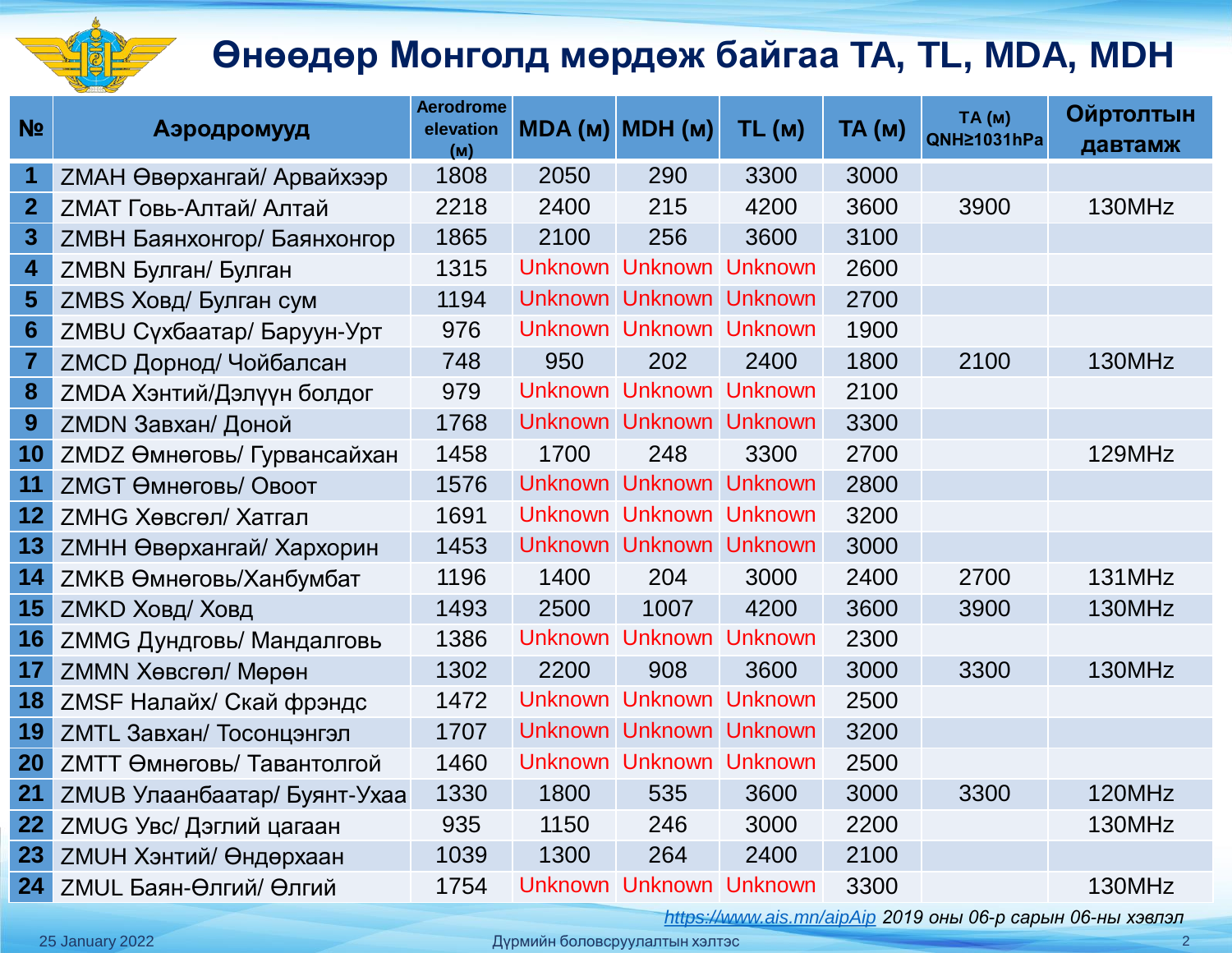# Өнөөдөр Монголд мөрдөж байгаа TA, TL, MDA, MDH

| № | Аэродромууд | Aerodrome elevation (м) | MDA (м) | MDH (м) | TL (м) | TA (м) | TA (м) QNH≥1031hPa | Ойртолтын давтамж |
|---|---|---|---|---|---|---|---|---|
| 1 | ZMAH Өвөрхангай/ Арвайхээр | 1808 | 2050 | 290 | 3300 | 3000 | | |
| 2 | ZMAT Говь-Алтай/ Алтай | 2218 | 2400 | 215 | 4200 | 3600 | 3900 | 130MHz |
| 3 | ZMBH Баянхонгор/ Баянхонгор | 1865 | 2100 | 256 | 3600 | 3100 | | |
| 4 | ZMBN Булган/ Булган | 1315 | Unknown | Unknown | Unknown | 2600 | | |
| 5 | ZMBS Ховд/ Булган сум | 1194 | Unknown | Unknown | Unknown | 2700 | | |
| 6 | ZMBU Сүхбаатар/ Баруун-Урт | 976 | Unknown | Unknown | Unknown | 1900 | | |
| 7 | ZMCD Дорнод/ Чойбалсан | 748 | 950 | 202 | 2400 | 1800 | 2100 | 130MHz |
| 8 | ZMDA Хэнтий/Дэлүүн болдог | 979 | Unknown | Unknown | Unknown | 2100 | | |
| 9 | ZMDN Завхан/ Доной | 1768 | Unknown | Unknown | Unknown | 3300 | | |
| 10 | ZMDZ Өмнөговь/ Гурвансайхан | 1458 | 1700 | 248 | 3300 | 2700 | | 129MHz |
| 11 | ZMGT Өмнөговь/ Овоот | 1576 | Unknown | Unknown | Unknown | 2800 | | |
| 12 | ZMHG Хөвсгөл/ Хатгал | 1691 | Unknown | Unknown | Unknown | 3200 | | |
| 13 | ZMHH Өвөрхангай/ Хархорин | 1453 | Unknown | Unknown | Unknown | 3000 | | |
| 14 | ZMKB Өмнөговь/Ханбумбат | 1196 | 1400 | 204 | 3000 | 2400 | 2700 | 131MHz |
| 15 | ZMKD Ховд/ Ховд | 1493 | 2500 | 1007 | 4200 | 3600 | 3900 | 130MHz |
| 16 | ZMMG Дундговь/ Мандалговь | 1386 | Unknown | Unknown | Unknown | 2300 | | |
| 17 | ZMMN Хөвсгөл/ Мөрөн | 1302 | 2200 | 908 | 3600 | 3000 | 3300 | 130MHz |
| 18 | ZMSF Налайх/ Скай фрэндс | 1472 | Unknown | Unknown | Unknown | 2500 | | |
| 19 | ZMTL Завхан/ Тосонцэнгэл | 1707 | Unknown | Unknown | Unknown | 3200 | | |
| 20 | ZMTT Өмнөговь/ Таван толгой | 1460 | Unknown | Unknown | Unknown | 2500 | | |
| 21 | ZMUB Улаанбаатар/ Буянт-Ухаа | 1330 | 1800 | 535 | 3600 | 3000 | 3300 | 120MHz |
| 22 | ZMUG Увс/ Дэглий цагаан | 935 | 1150 | 246 | 3000 | 2200 | | 130MHz |
| 23 | ZMUH Хэнтий/ Өндөрхаан | 1039 | 1300 | 264 | 2400 | 2100 | | |
| 24 | ZMUL Баян-Өлгий/ Өлгий | 1754 | Unknown | Unknown | Unknown | 3300 | | 130MHz |

*https://www.ais.mn/aipAip 2019 оны 06-р сарын 06-ны хэвлэл*

25 January 2022 — Дүрмийн боловсруулалтын хэлтэс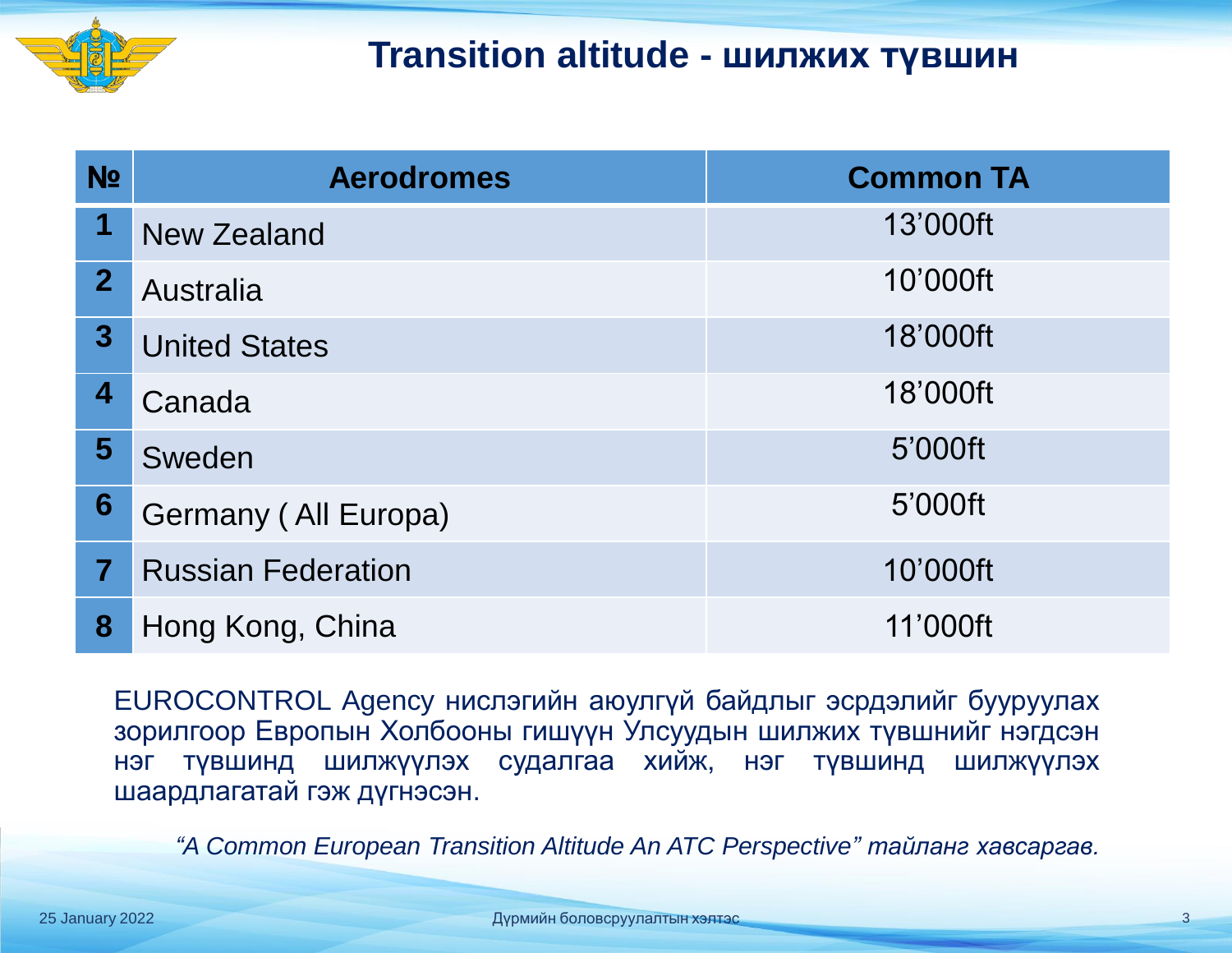# Transition altitude - шилжих түвшин

| № | Aerodromes | Common TA |
|---|---|---|
| 1 | New Zealand | 13’000ft |
| 2 | Australia | 10’000ft |
| 3 | United States | 18’000ft |
| 4 | Canada | 18’000ft |
| 5 | Sweden | 5’000ft |
| 6 | Germany ( All Europa) | 5’000ft |
| 7 | Russian Federation | 10’000ft |
| 8 | Hong Kong, China | 11’000ft |

EUROCONTROL Agency нислэгийн аюулгүй байдлыг эсрдэлийг бууруулах зорилгоор Европын Холбооны гишүүн Улсуудын шилжих түвшнийг нэгдсэн нэг түвшинд шилжүүлэх судалгаа хийж, нэг түвшинд шилжүүлэх шаардлагатай гэж дүгнэсэн.

*“A Common European Transition Altitude An ATC Perspective” тайланг хавсаргав.*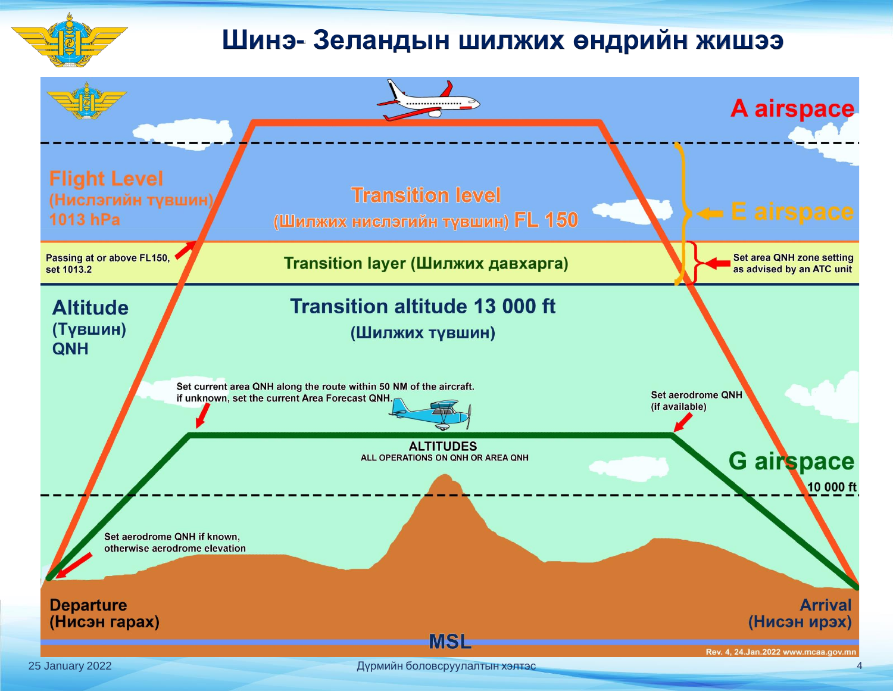# Шинэ- Зеландын шилжих өндрийн жишээ

A airspace

Flight Level
(Нислэгийн түвшин)
1013 hPa

Transition level
(Шилжих нислэгийн түвшин) FL 150

E airspace

Passing at or above FL150, set 1013.2

Transition layer (Шилжих давхарга)

Set area QNH zone setting as advised by an ATC unit

Altitude
(Түвшин)
QNH

Transition altitude 13 000 ft
(Шилжих түвшин)

Set current area QNH along the route within 50 NM of the aircraft. if unknown, set the current Area Forecast QNH.

Set aerodrome QNH (if available)

ALTITUDES
ALL OPERATIONS ON QNH OR AREA QNH

G airspace

10 000 ft

Set aerodrome QNH if known, otherwise aerodrome elevation

Departure
(Нисэн гарах)

Arrival
(Нисэн ирэх)

MSL

Rev. 4, 24.Jan.2022 www.mcaa.gov.mn

25 January 2022

Дүрмийн боловсруулалтын хэлтэс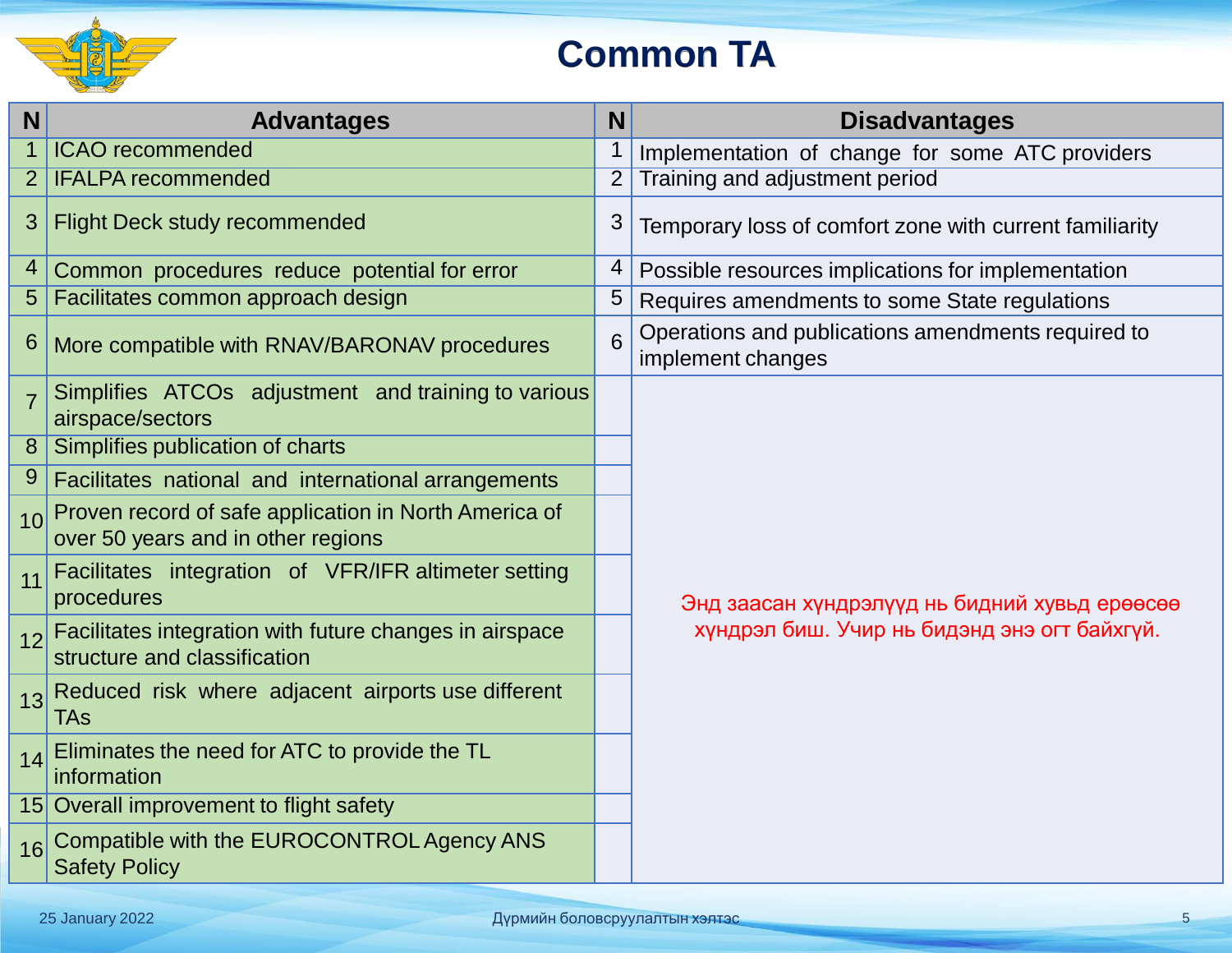# Common TA

| N | Advantages | N | Disadvantages |
|---|---|---|---|
| 1 | ICAO recommended | 1 | Implementation of change for some ATC providers |
| 2 | IFALPA recommended | 2 | Training and adjustment period |
| 3 | Flight Deck study recommended | 3 | Temporary loss of comfort zone with current familiarity |
| 4 | Common procedures reduce potential for error | 4 | Possible resources implications for implementation |
| 5 | Facilitates common approach design | 5 | Requires amendments to some State regulations |
| 6 | More compatible with RNAV/BARONAV procedures | 6 | Operations and publications amendments required to implement changes |
| 7 | Simplifies ATCOs adjustment and training to various airspace/sectors | | Энд заасан хүндрэлүүд нь бидний хувьд ерөөсөө хүндрэл биш. Учир нь бидэнд энэ огт байхгүй. |
| 8 | Simplifies publication of charts | | |
| 9 | Facilitates national and international arrangements | | |
| 10 | Proven record of safe application in North America of over 50 years and in other regions | | |
| 11 | Facilitates integration of VFR/IFR altimeter setting procedures | | |
| 12 | Facilitates integration with future changes in airspace structure and classification | | |
| 13 | Reduced risk where adjacent airports use different TAs | | |
| 14 | Eliminates the need for ATC to provide the TL information | | |
| 15 | Overall improvement to flight safety | | |
| 16 | Compatible with the EUROCONTROL Agency ANS Safety Policy | | |

25 January 2022

Дүрмийн боловсруулалтын хэлтэс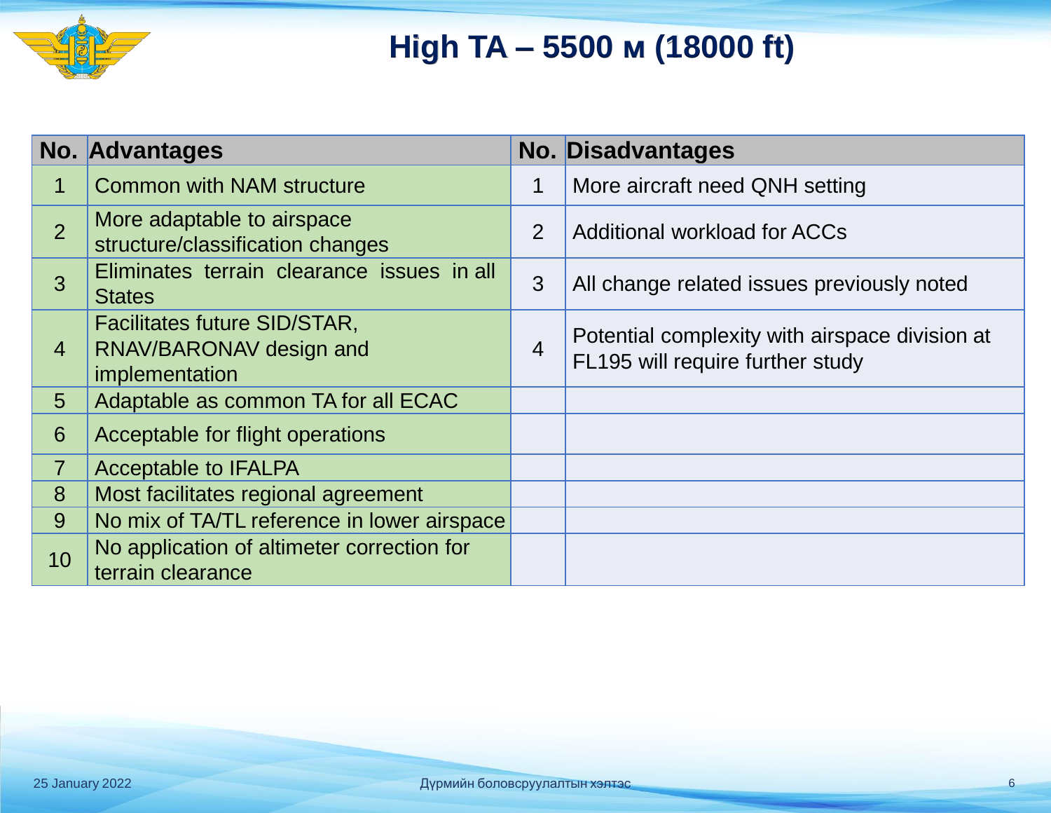# High TA – 5500 м (18000 ft)

| No. | Advantages | No. | Disadvantages |
|---|---|---|---|
| 1 | Common with NAM structure | 1 | More aircraft need QNH setting |
| 2 | More adaptable to airspace structure/classification changes | 2 | Additional workload for ACCs |
| 3 | Eliminates terrain clearance issues in all States | 3 | All change related issues previously noted |
| 4 | Facilitates future SID/STAR, RNAV/BARONAV design and implementation | 4 | Potential complexity with airspace division at FL195 will require further study |
| 5 | Adaptable as common TA for all ECAC | | |
| 6 | Acceptable for flight operations | | |
| 7 | Acceptable to IFALPA | | |
| 8 | Most facilitates regional agreement | | |
| 9 | No mix of TA/TL reference in lower airspace | | |
| 10 | No application of altimeter correction for terrain clearance | | |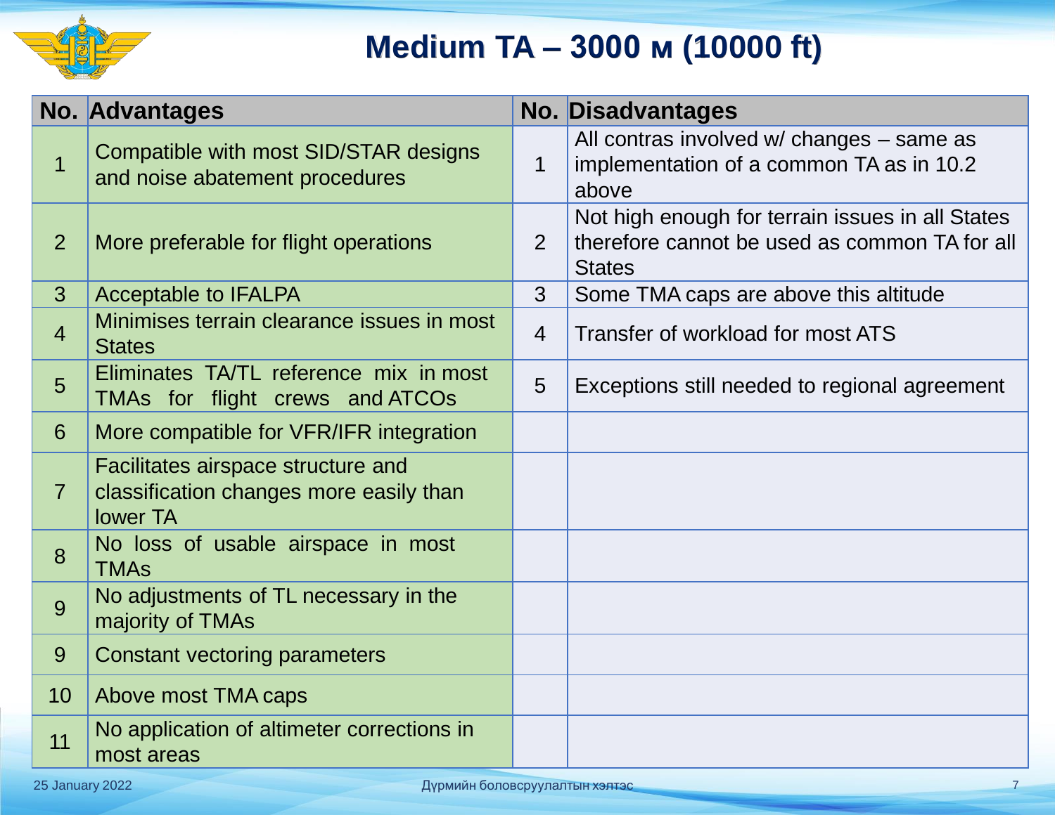# Medium TA – 3000 м (10000 ft)

| No. | Advantages | No. | Disadvantages |
|---|---|---|---|
| 1 | Compatible with most SID/STAR designs and noise abatement procedures | 1 | All contras involved w/ changes – same as implementation of a common TA as in 10.2 above |
| 2 | More preferable for flight operations | 2 | Not high enough for terrain issues in all States therefore cannot be used as common TA for all States |
| 3 | Acceptable to IFALPA | 3 | Some TMA caps are above this altitude |
| 4 | Minimises terrain clearance issues in most States | 4 | Transfer of workload for most ATS |
| 5 | Eliminates TA/TL reference mix in most TMAs for flight crews and ATCOs | 5 | Exceptions still needed to regional agreement |
| 6 | More compatible for VFR/IFR integration | | |
| 7 | Facilitates airspace structure and classification changes more easily than lower TA | | |
| 8 | No loss of usable airspace in most TMAs | | |
| 9 | No adjustments of TL necessary in the majority of TMAs | | |
| 9 | Constant vectoring parameters | | |
| 10 | Above most TMA caps | | |
| 11 | No application of altimeter corrections in most areas | | |

25 January 2022 — Дүрмийн боловсруулалтын хэлтэс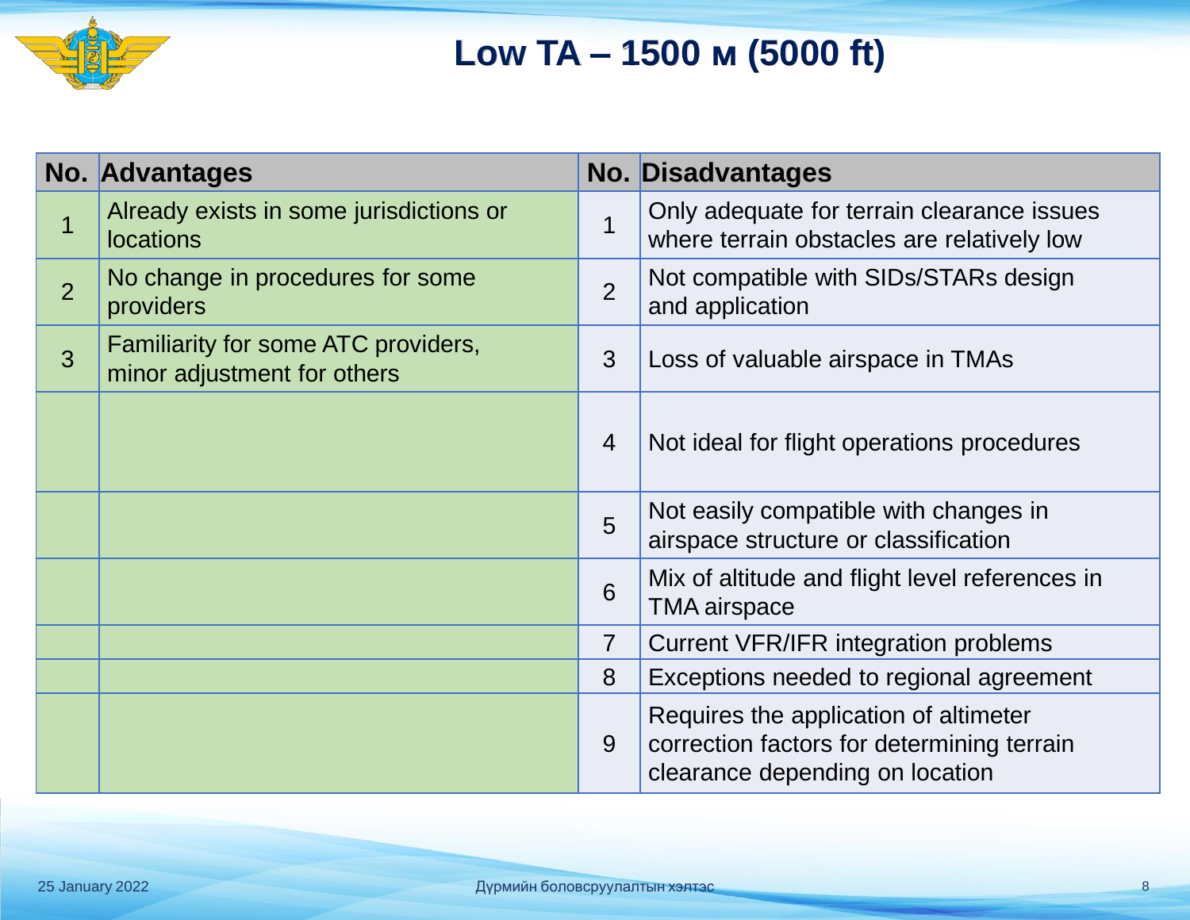# Low TA – 1500 м (5000 ft)

| No. | Advantages | No. | Disadvantages |
|---|---|---|---|
| 1 | Already exists in some jurisdictions or locations | 1 | Only adequate for terrain clearance issues where terrain obstacles are relatively low |
| 2 | No change in procedures for some providers | 2 | Not compatible with SIDs/STARs design and application |
| 3 | Familiarity for some ATC providers, minor adjustment for others | 3 | Loss of valuable airspace in TMAs |
| | | 4 | Not ideal for flight operations procedures |
| | | 5 | Not easily compatible with changes in airspace structure or classification |
| | | 6 | Mix of altitude and flight level references in TMA airspace |
| | | 7 | Current VFR/IFR integration problems |
| | | 8 | Exceptions needed to regional agreement |
| | | 9 | Requires the application of altimeter correction factors for determining terrain clearance depending on location |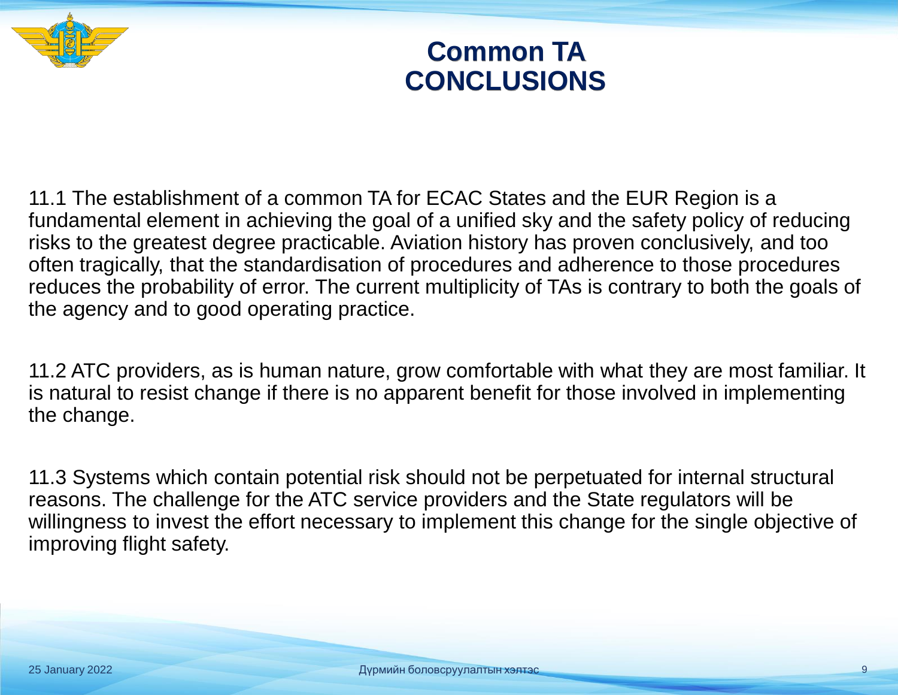# Common TA CONCLUSIONS

11.1 The establishment of a common TA for ECAC States and the EUR Region is a fundamental element in achieving the goal of a unified sky and the safety policy of reducing risks to the greatest degree practicable. Aviation history has proven conclusively, and too often tragically, that the standardisation of procedures and adherence to those procedures reduces the probability of error. The current multiplicity of TAs is contrary to both the goals of the agency and to good operating practice.

11.2 ATC providers, as is human nature, grow comfortable with what they are most familiar. It is natural to resist change if there is no apparent benefit for those involved in implementing the change.

11.3 Systems which contain potential risk should not be perpetuated for internal structural reasons. The challenge for the ATC service providers and the State regulators will be willingness to invest the effort necessary to implement this change for the single objective of improving flight safety.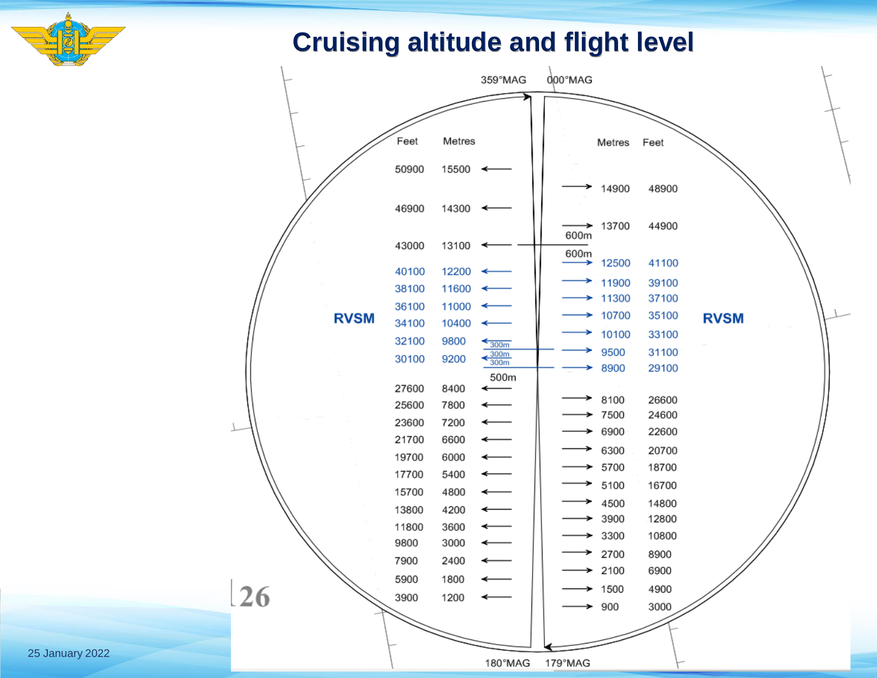# Cruising altitude and flight level

359°MAG | 000°MAG

| Feet | Metres | | | Metres | Feet |
|---|---|---|---|---|---|
| 50900 | 15500 | ← | | | |
| | | | → | 14900 | 48900 |
| 46900 | 14300 | ← | | | |
| | | | → | 13700 | 44900 |
| 43000 | 13100 | ← | | | |
| | | | → | 12500 | 41100 |
| 40100 | 12200 | ← | | | |
| | | | → | 11900 | 39100 |
| 38100 | 11600 | ← | | | |
| | | | → | 11300 | 37100 |
| 36100 | 11000 | ← | | | |
| | | | → | 10700 | 35100 |
| 34100 | 10400 | ← | | | |
| | | | → | 10100 | 33100 |
| 32100 | 9800 | ← | | | |
| | | | → | 9500 | 31100 |
| 30100 | 9200 | ← | | | |
| | | | → | 8900 | 29100 |
| 27600 | 8400 | ← | | | |
| | | | → | 8100 | 26600 |
| 25600 | 7800 | ← | | | |
| | | | → | 7500 | 24600 |
| 23600 | 7200 | ← | | | |
| | | | → | 6900 | 22600 |
| 21700 | 6600 | ← | | | |
| | | | → | 6300 | 20700 |
| 19700 | 6000 | ← | | | |
| | | | → | 5700 | 18700 |
| 17700 | 5400 | ← | | | |
| | | | → | 5100 | 16700 |
| 15700 | 4800 | ← | | | |
| | | | → | 4500 | 14800 |
| 13800 | 4200 | ← | | | |
| | | | → | 3900 | 12800 |
| 11800 | 3600 | ← | | | |
| | | | → | 3300 | 10800 |
| 9800 | 3000 | ← | | | |
| | | | → | 2700 | 8900 |
| 7900 | 2400 | ← | | | |
| | | | → | 2100 | 6900 |
| 5900 | 1800 | ← | | | |
| | | | → | 1500 | 4900 |
| 3900 | 1200 | ← | | | |
| | | | → | 900 | 3000 |

RVSM (8900 m / 29100 ft – 12500 m / 41100 ft)

600m | 600m | 300m | 300m | 300m | 500m

180°MAG | 179°MAG

25 January 2022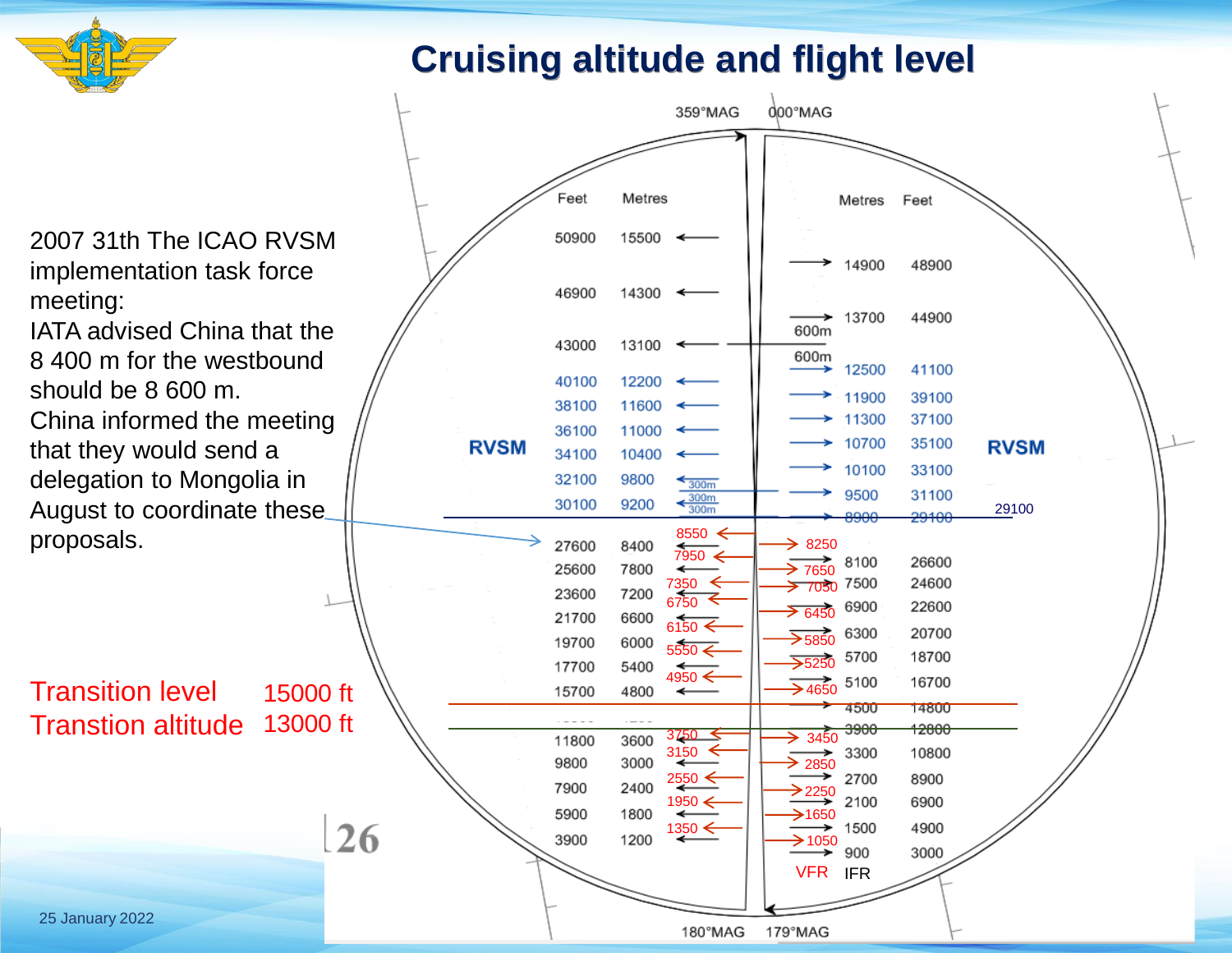# Cruising altitude and flight level

2007 31th The ICAO RVSM implementation task force meeting:
IATA advised China that the 8 400 m for the westbound should be 8 600 m.
China informed the meeting that they would send a delegation to Mongolia in August to coordinate these proposals.

Transition level 15000 ft
Transtion altitude 13000 ft

359°MAG 000°MAG

Feet Metres

50900 15500
46900 14300
43000 13100
40100 12200
38100 11600
36100 11000
34100 10400
32100 9800
30100 9200
27600 8400
25600 7800
23600 7200
21700 6600
19700 6000
17700 5400
15700 4800
11800 3600
9800 3000
7900 2400
5900 1800
3900 1200

8550
7950
7350
6750
6150
5550
4950
3750
3150
2550
1950
1350

RVSM

300m
300m
300m

600m
600m

Metres Feet

14900 48900
13700 44900
12500 41100
11900 39100
11300 37100
10700 35100
10100 33100
9500 31100
8900 29100
8100 26600
7500 24600
6900 22600
6300 20700
5700 18700
5100 16700
4500 14800
3900 12800
3300 10800
2700 8900
2100 6900
1500 4900
900 3000

8250
7650
7050
6450
5850
5250
4650
3450
2850
2250
1650
1050

RVSM

29100

VFR IFR

180°MAG 179°MAG

25 January 2022